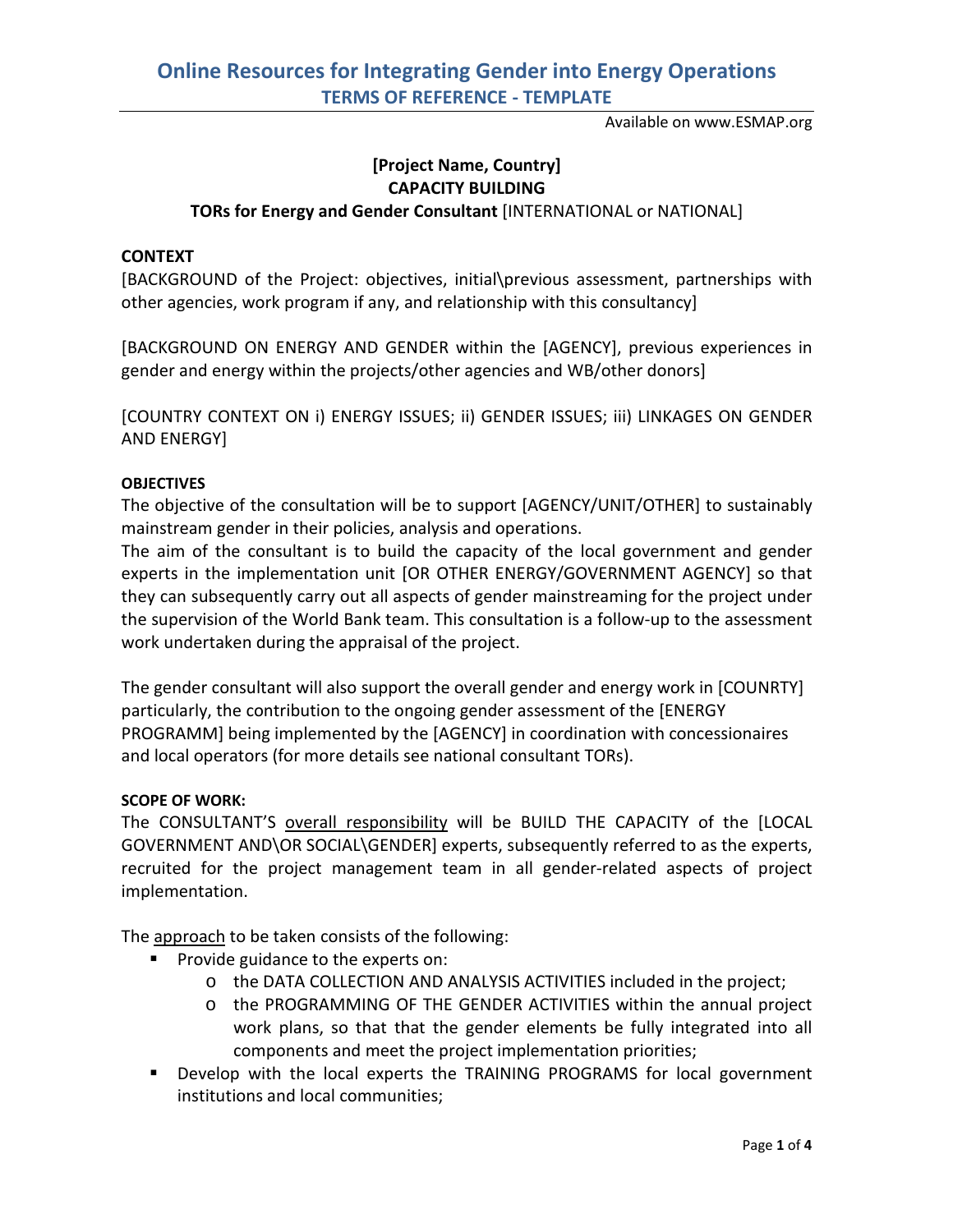# [Project Name, Country]
## CAPACITY BUILDING
### TORs for Energy and Gender Consultant [INTERNATIONAL or NATIONAL]

**CONTEXT**

[BACKGROUND of the Project: objectives, initial\previous assessment, partnerships with other agencies, work program if any, and relationship with this consultancy]

[BACKGROUND ON ENERGY AND GENDER within the [AGENCY], previous experiences in gender and energy within the projects/other agencies and WB/other donors]

[COUNTRY CONTEXT ON i) ENERGY ISSUES; ii) GENDER ISSUES; iii) LINKAGES ON GENDER AND ENERGY]

**OBJECTIVES**

The objective of the consultation will be to support [AGENCY/UNIT/OTHER] to sustainably mainstream gender in their policies, analysis and operations.

The aim of the consultant is to build the capacity of the local government and gender experts in the implementation unit [OR OTHER ENERGY/GOVERNMENT AGENCY] so that they can subsequently carry out all aspects of gender mainstreaming for the project under the supervision of the World Bank team. This consultation is a follow-up to the assessment work undertaken during the appraisal of the project.

The gender consultant will also support the overall gender and energy work in [COUNRTY] particularly, the contribution to the ongoing gender assessment of the [ENERGY PROGRAMM] being implemented by the [AGENCY] in coordination with concessionaires and local operators (for more details see national consultant TORs).

**SCOPE OF WORK:**

The CONSULTANT'S overall responsibility will be BUILD THE CAPACITY of the [LOCAL GOVERNMENT AND\OR SOCIAL\GENDER] experts, subsequently referred to as the experts, recruited for the project management team in all gender-related aspects of project implementation.

The approach to be taken consists of the following:

- Provide guidance to the experts on:
  - the DATA COLLECTION AND ANALYSIS ACTIVITIES included in the project;
  - the PROGRAMMING OF THE GENDER ACTIVITIES within the annual project work plans, so that that the gender elements be fully integrated into all components and meet the project implementation priorities;
- Develop with the local experts the TRAINING PROGRAMS for local government institutions and local communities;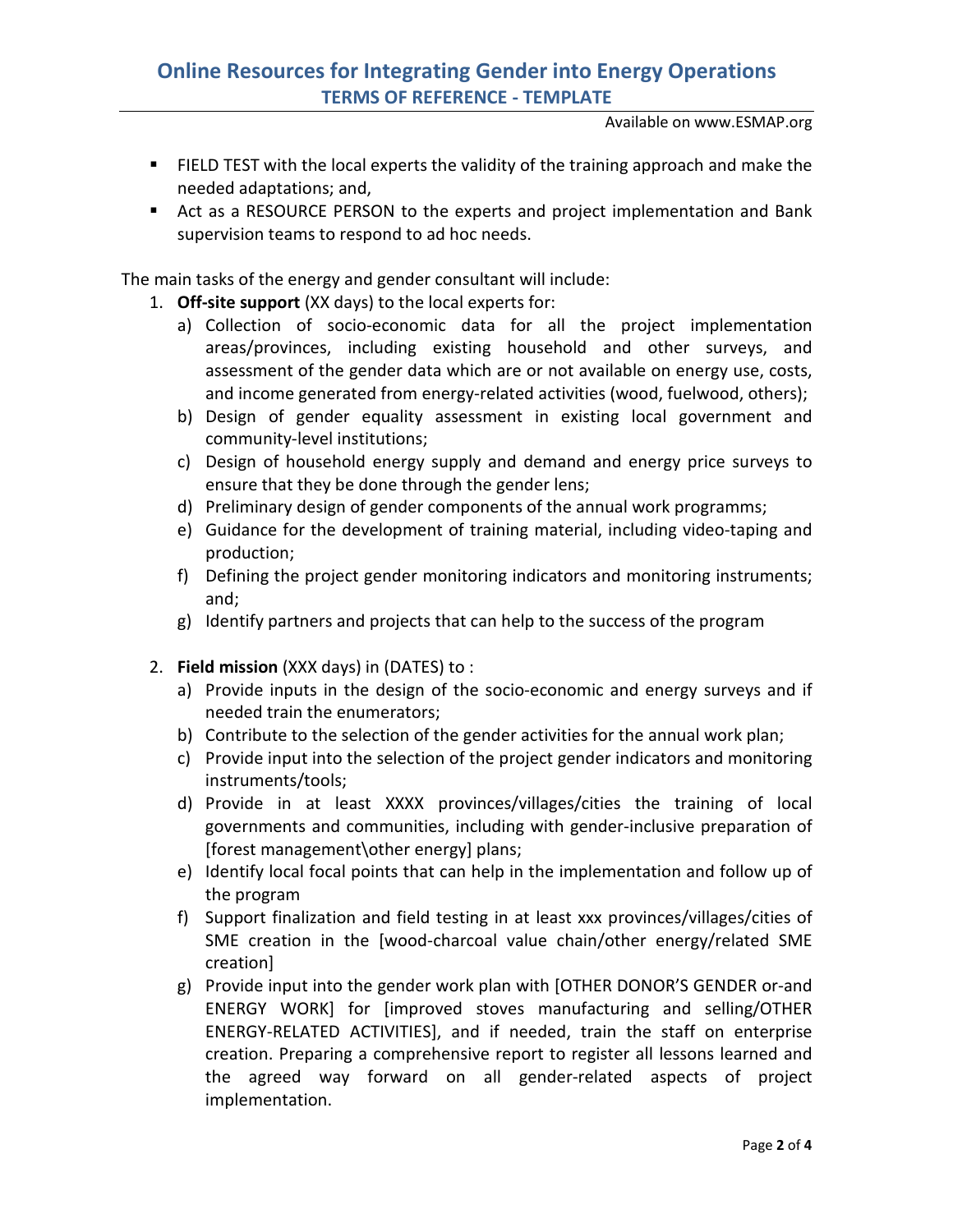- FIELD TEST with the local experts the validity of the training approach and make the needed adaptations; and,
- Act as a RESOURCE PERSON to the experts and project implementation and Bank supervision teams to respond to ad hoc needs.

The main tasks of the energy and gender consultant will include:

1. **Off-site support** (XX days) to the local experts for:
   a) Collection of socio-economic data for all the project implementation areas/provinces, including existing household and other surveys, and assessment of the gender data which are or not available on energy use, costs, and income generated from energy-related activities (wood, fuelwood, others);
   b) Design of gender equality assessment in existing local government and community-level institutions;
   c) Design of household energy supply and demand and energy price surveys to ensure that they be done through the gender lens;
   d) Preliminary design of gender components of the annual work programms;
   e) Guidance for the development of training material, including video-taping and production;
   f) Defining the project gender monitoring indicators and monitoring instruments; and;
   g) Identify partners and projects that can help to the success of the program

2. **Field mission** (XXX days) in (DATES) to :
   a) Provide inputs in the design of the socio-economic and energy surveys and if needed train the enumerators;
   b) Contribute to the selection of the gender activities for the annual work plan;
   c) Provide input into the selection of the project gender indicators and monitoring instruments/tools;
   d) Provide in at least XXXX provinces/villages/cities the training of local governments and communities, including with gender-inclusive preparation of [forest management\other energy] plans;
   e) Identify local focal points that can help in the implementation and follow up of the program
   f) Support finalization and field testing in at least xxx provinces/villages/cities of SME creation in the [wood-charcoal value chain/other energy/related SME creation]
   g) Provide input into the gender work plan with [OTHER DONOR'S GENDER or-and ENERGY WORK] for [improved stoves manufacturing and selling/OTHER ENERGY-RELATED ACTIVITIES], and if needed, train the staff on enterprise creation. Preparing a comprehensive report to register all lessons learned and the agreed way forward on all gender-related aspects of project implementation.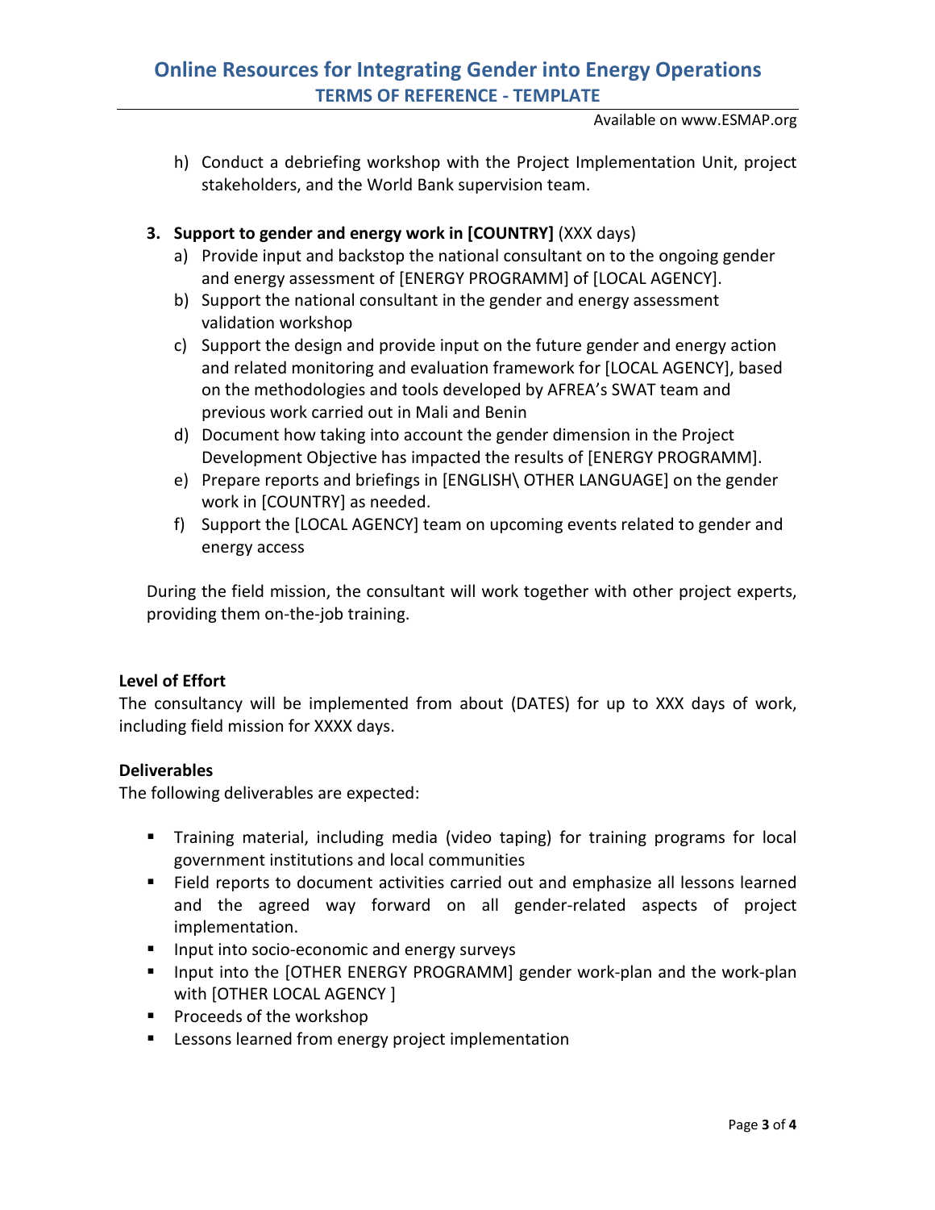h) Conduct a debriefing workshop with the Project Implementation Unit, project stakeholders, and the World Bank supervision team.

3. **Support to gender and energy work in [COUNTRY]** (XXX days)
   a) Provide input and backstop the national consultant on to the ongoing gender and energy assessment of [ENERGY PROGRAMM] of [LOCAL AGENCY].
   b) Support the national consultant in the gender and energy assessment validation workshop
   c) Support the design and provide input on the future gender and energy action and related monitoring and evaluation framework for [LOCAL AGENCY], based on the methodologies and tools developed by AFREA's SWAT team and previous work carried out in Mali and Benin
   d) Document how taking into account the gender dimension in the Project Development Objective has impacted the results of [ENERGY PROGRAMM].
   e) Prepare reports and briefings in [ENGLISH\ OTHER LANGUAGE] on the gender work in [COUNTRY] as needed.
   f) Support the [LOCAL AGENCY] team on upcoming events related to gender and energy access

During the field mission, the consultant will work together with other project experts, providing them on-the-job training.

**Level of Effort**

The consultancy will be implemented from about (DATES) for up to XXX days of work, including field mission for XXXX days.

**Deliverables**

The following deliverables are expected:

- Training material, including media (video taping) for training programs for local government institutions and local communities
- Field reports to document activities carried out and emphasize all lessons learned and the agreed way forward on all gender-related aspects of project implementation.
- Input into socio-economic and energy surveys
- Input into the [OTHER ENERGY PROGRAMM] gender work-plan and the work-plan with [OTHER LOCAL AGENCY ]
- Proceeds of the workshop
- Lessons learned from energy project implementation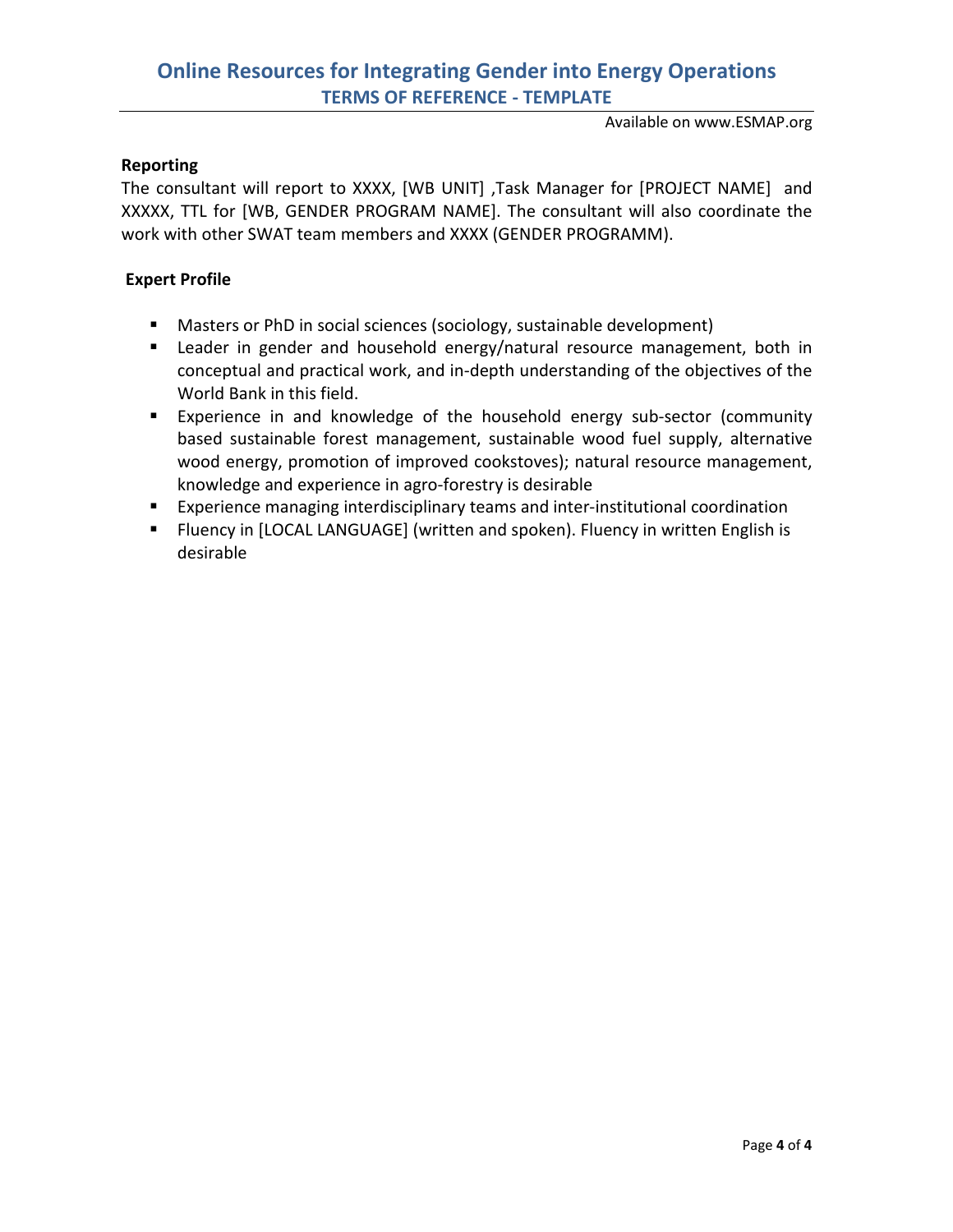**Reporting**

The consultant will report to XXXX, [WB UNIT] ,Task Manager for [PROJECT NAME] and XXXXX, TTL for [WB, GENDER PROGRAM NAME]. The consultant will also coordinate the work with other SWAT team members and XXXX (GENDER PROGRAMM).

**Expert Profile**

- Masters or PhD in social sciences (sociology, sustainable development)
- Leader in gender and household energy/natural resource management, both in conceptual and practical work, and in-depth understanding of the objectives of the World Bank in this field.
- Experience in and knowledge of the household energy sub-sector (community based sustainable forest management, sustainable wood fuel supply, alternative wood energy, promotion of improved cookstoves); natural resource management, knowledge and experience in agro-forestry is desirable
- Experience managing interdisciplinary teams and inter-institutional coordination
- Fluency in [LOCAL LANGUAGE] (written and spoken). Fluency in written English is desirable